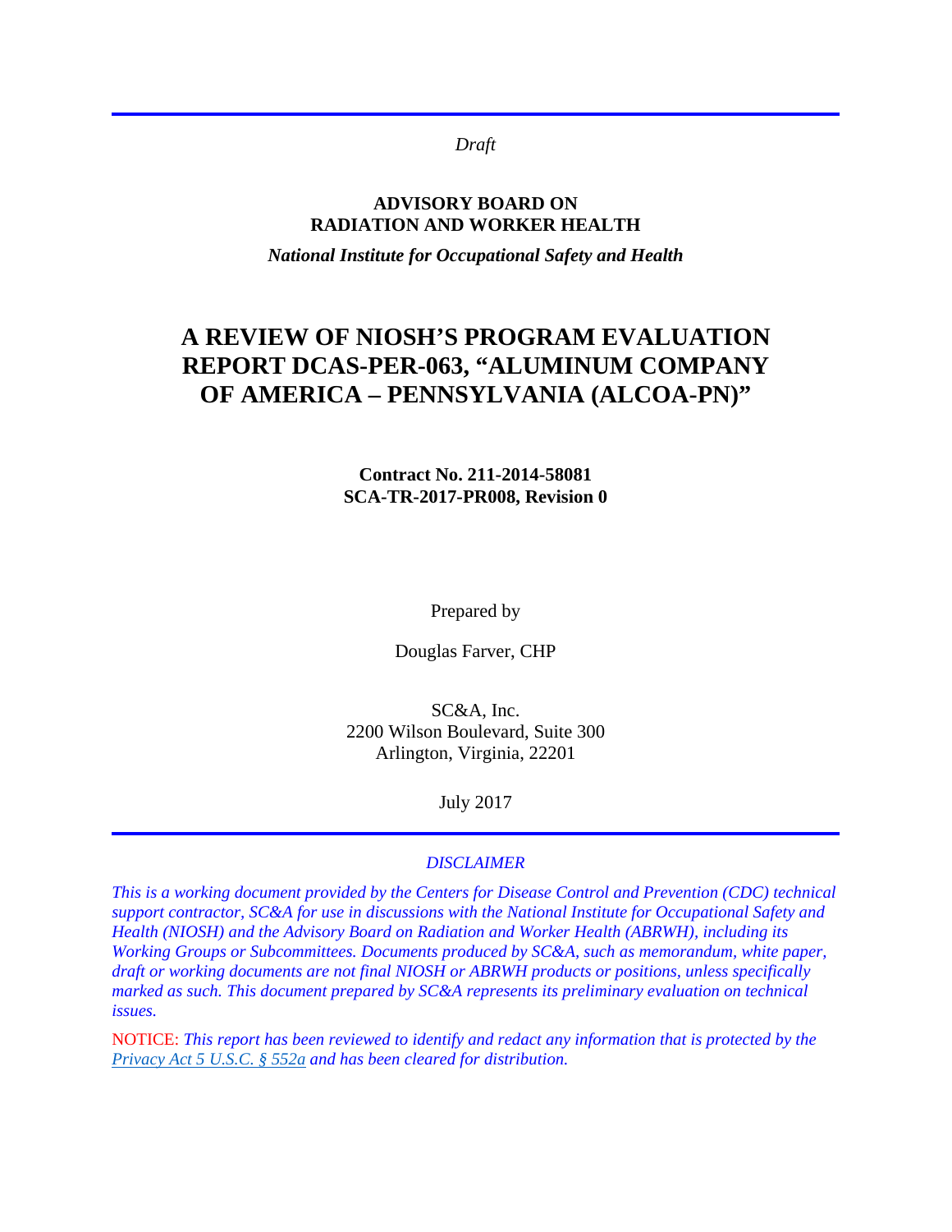*Draft*

**ADVISORY BOARD ON**
**RADIATION AND WORKER HEALTH**

***National Institute for Occupational Safety and Health***

# A REVIEW OF NIOSH'S PROGRAM EVALUATION REPORT DCAS-PER-063, "ALUMINUM COMPANY OF AMERICA – PENNSYLVANIA (ALCOA-PN)"

**Contract No. 211-2014-58081**
**SCA-TR-2017-PR008, Revision 0**

Prepared by

Douglas Farver, CHP

SC&A, Inc.
2200 Wilson Boulevard, Suite 300
Arlington, Virginia, 22201

July 2017

*DISCLAIMER*

*This is a working document provided by the Centers for Disease Control and Prevention (CDC) technical support contractor, SC&A for use in discussions with the National Institute for Occupational Safety and Health (NIOSH) and the Advisory Board on Radiation and Worker Health (ABRWH), including its Working Groups or Subcommittees. Documents produced by SC&A, such as memorandum, white paper, draft or working documents are not final NIOSH or ABRWH products or positions, unless specifically marked as such. This document prepared by SC&A represents its preliminary evaluation on technical issues.*

NOTICE: *This report has been reviewed to identify and redact any information that is protected by the Privacy Act 5 U.S.C. § 552a and has been cleared for distribution.*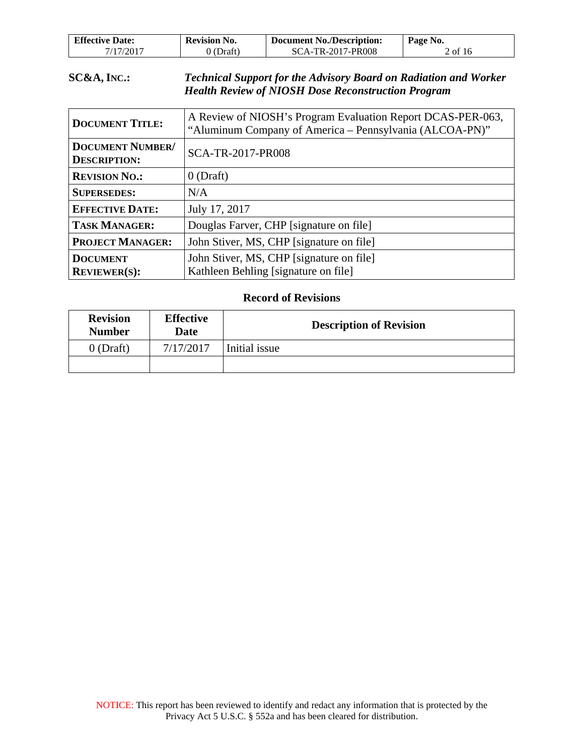**SC&A, INC.:** ***Technical Support for the Advisory Board on Radiation and Worker Health Review of NIOSH Dose Reconstruction Program***

| | |
|---|---|
| **DOCUMENT TITLE:** | A Review of NIOSH's Program Evaluation Report DCAS-PER-063, "Aluminum Company of America – Pennsylvania (ALCOA-PN)" |
| **DOCUMENT NUMBER/ DESCRIPTION:** | SCA-TR-2017-PR008 |
| **REVISION NO.:** | 0 (Draft) |
| **SUPERSEDES:** | N/A |
| **EFFECTIVE DATE:** | July 17, 2017 |
| **TASK MANAGER:** | Douglas Farver, CHP [signature on file] |
| **PROJECT MANAGER:** | John Stiver, MS, CHP [signature on file] |
| **DOCUMENT REVIEWER(S):** | John Stiver, MS, CHP [signature on file]<br>Kathleen Behling [signature on file] |

**Record of Revisions**

| Revision Number | Effective Date | Description of Revision |
|---|---|---|
| 0 (Draft) | 7/17/2017 | Initial issue |
| | | |

NOTICE: This report has been reviewed to identify and redact any information that is protected by the Privacy Act 5 U.S.C. § 552a and has been cleared for distribution.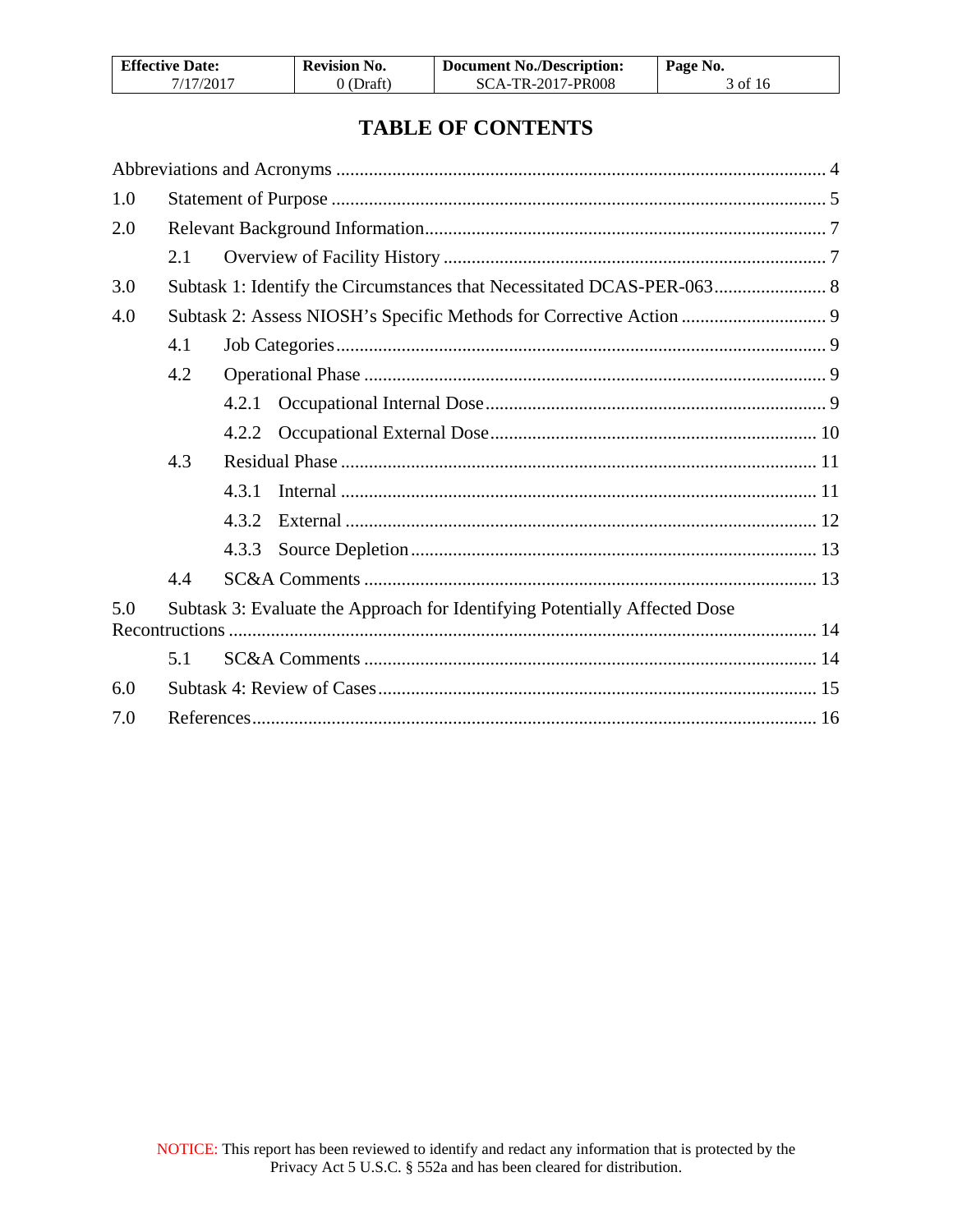# TABLE OF CONTENTS

Abbreviations and Acronyms ........................................................................................................ 4

1.0 Statement of Purpose ......................................................................................................... 5

2.0 Relevant Background Information ..................................................................................... 7

  2.1 Overview of Facility History ................................................................................. 7

3.0 Subtask 1: Identify the Circumstances that Necessitated DCAS-PER-063 ........................ 8

4.0 Subtask 2: Assess NIOSH's Specific Methods for Corrective Action ............................... 9

  4.1 Job Categories ........................................................................................................ 9

  4.2 Operational Phase ................................................................................................... 9

    4.2.1 Occupational Internal Dose ........................................................................ 9

    4.2.2 Occupational External Dose ...................................................................... 10

  4.3 Residual Phase ...................................................................................................... 11

    4.3.1 Internal ..................................................................................................... 11

    4.3.2 External .................................................................................................... 12

    4.3.3 Source Depletion ...................................................................................... 13

  4.4 SC&A Comments ................................................................................................. 13

5.0 Subtask 3: Evaluate the Approach for Identifying Potentially Affected Dose Reconstructions ............................................................................................................................ 14

  5.1 SC&A Comments ................................................................................................. 14

6.0 Subtask 4: Review of Cases ............................................................................................. 15

7.0 References ........................................................................................................................ 16

NOTICE: This report has been reviewed to identify and redact any information that is protected by the Privacy Act 5 U.S.C. § 552a and has been cleared for distribution.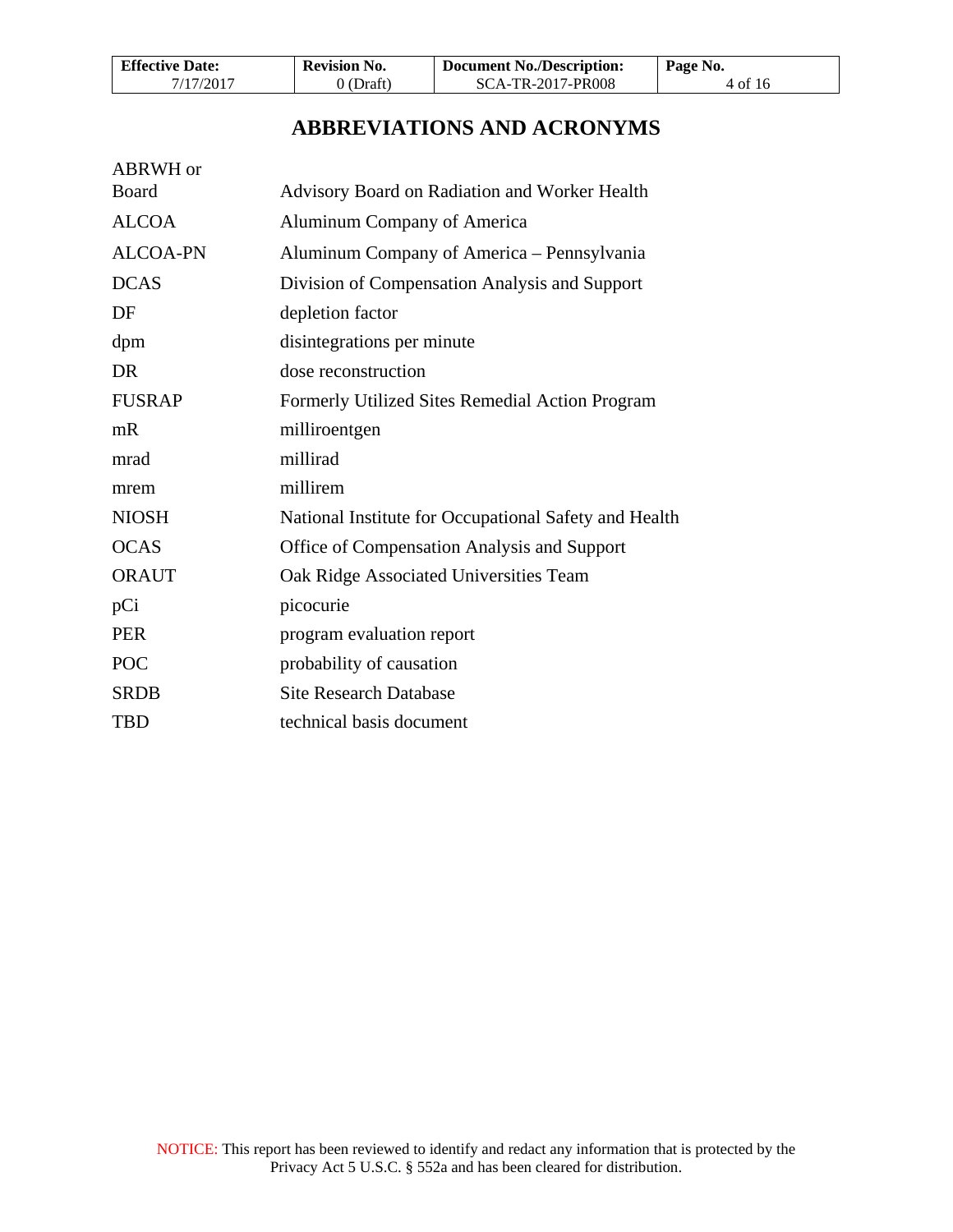# ABBREVIATIONS AND ACRONYMS

| | |
|---|---|
| ABRWH or Board | Advisory Board on Radiation and Worker Health |
| ALCOA | Aluminum Company of America |
| ALCOA-PN | Aluminum Company of America – Pennsylvania |
| DCAS | Division of Compensation Analysis and Support |
| DF | depletion factor |
| dpm | disintegrations per minute |
| DR | dose reconstruction |
| FUSRAP | Formerly Utilized Sites Remedial Action Program |
| mR | milliroentgen |
| mrad | millirad |
| mrem | millirem |
| NIOSH | National Institute for Occupational Safety and Health |
| OCAS | Office of Compensation Analysis and Support |
| ORAUT | Oak Ridge Associated Universities Team |
| pCi | picocurie |
| PER | program evaluation report |
| POC | probability of causation |
| SRDB | Site Research Database |
| TBD | technical basis document |

NOTICE: This report has been reviewed to identify and redact any information that is protected by the Privacy Act 5 U.S.C. § 552a and has been cleared for distribution.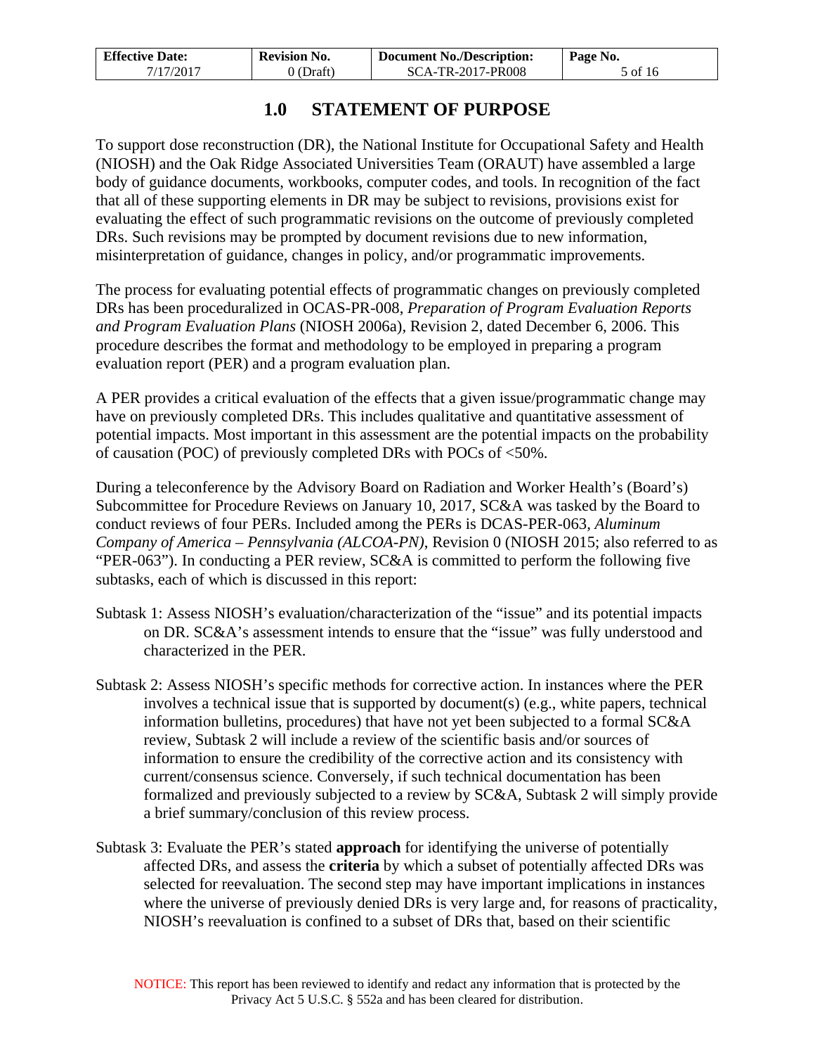# 1.0 STATEMENT OF PURPOSE

To support dose reconstruction (DR), the National Institute for Occupational Safety and Health (NIOSH) and the Oak Ridge Associated Universities Team (ORAUT) have assembled a large body of guidance documents, workbooks, computer codes, and tools. In recognition of the fact that all of these supporting elements in DR may be subject to revisions, provisions exist for evaluating the effect of such programmatic revisions on the outcome of previously completed DRs. Such revisions may be prompted by document revisions due to new information, misinterpretation of guidance, changes in policy, and/or programmatic improvements.

The process for evaluating potential effects of programmatic changes on previously completed DRs has been proceduralized in OCAS-PR-008, *Preparation of Program Evaluation Reports and Program Evaluation Plans* (NIOSH 2006a), Revision 2, dated December 6, 2006. This procedure describes the format and methodology to be employed in preparing a program evaluation report (PER) and a program evaluation plan.

A PER provides a critical evaluation of the effects that a given issue/programmatic change may have on previously completed DRs. This includes qualitative and quantitative assessment of potential impacts. Most important in this assessment are the potential impacts on the probability of causation (POC) of previously completed DRs with POCs of <50%.

During a teleconference by the Advisory Board on Radiation and Worker Health's (Board's) Subcommittee for Procedure Reviews on January 10, 2017, SC&A was tasked by the Board to conduct reviews of four PERs. Included among the PERs is DCAS-PER-063, *Aluminum Company of America – Pennsylvania (ALCOA-PN)*, Revision 0 (NIOSH 2015; also referred to as "PER-063"). In conducting a PER review, SC&A is committed to perform the following five subtasks, each of which is discussed in this report:

Subtask 1: Assess NIOSH's evaluation/characterization of the "issue" and its potential impacts on DR. SC&A's assessment intends to ensure that the "issue" was fully understood and characterized in the PER.

Subtask 2: Assess NIOSH's specific methods for corrective action. In instances where the PER involves a technical issue that is supported by document(s) (e.g., white papers, technical information bulletins, procedures) that have not yet been subjected to a formal SC&A review, Subtask 2 will include a review of the scientific basis and/or sources of information to ensure the credibility of the corrective action and its consistency with current/consensus science. Conversely, if such technical documentation has been formalized and previously subjected to a review by SC&A, Subtask 2 will simply provide a brief summary/conclusion of this review process.

Subtask 3: Evaluate the PER's stated **approach** for identifying the universe of potentially affected DRs, and assess the **criteria** by which a subset of potentially affected DRs was selected for reevaluation. The second step may have important implications in instances where the universe of previously denied DRs is very large and, for reasons of practicality, NIOSH's reevaluation is confined to a subset of DRs that, based on their scientific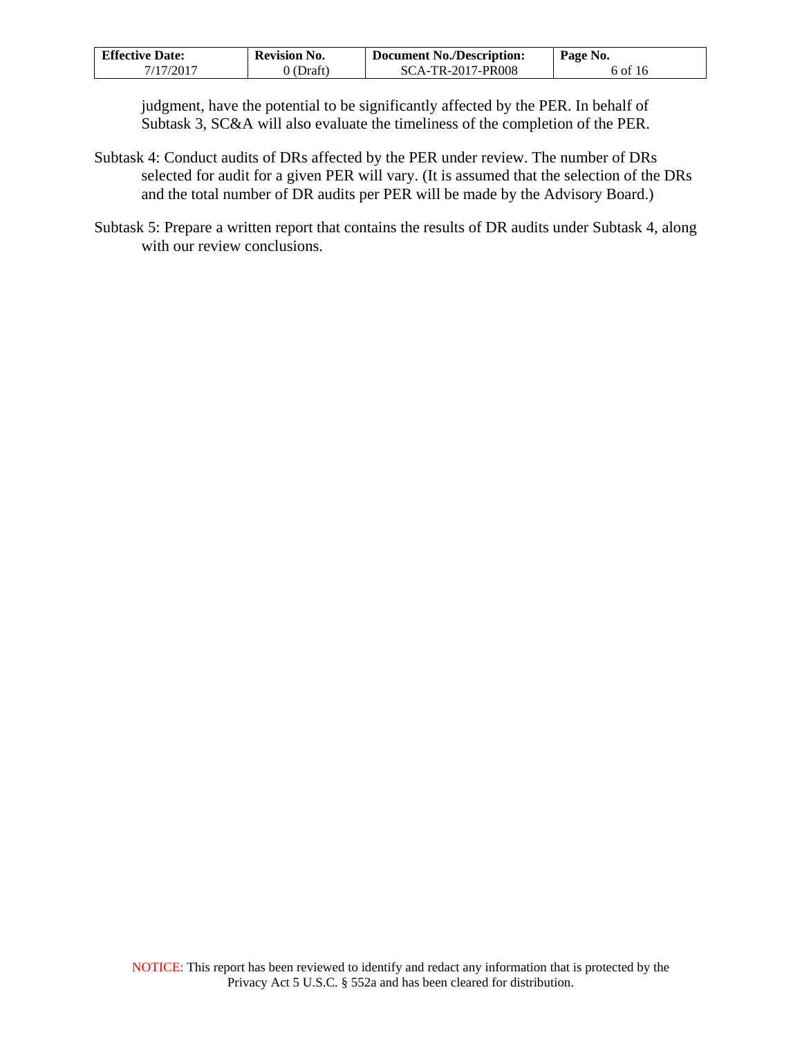judgment, have the potential to be significantly affected by the PER. In behalf of Subtask 3, SC&A will also evaluate the timeliness of the completion of the PER.

Subtask 4: Conduct audits of DRs affected by the PER under review. The number of DRs selected for audit for a given PER will vary. (It is assumed that the selection of the DRs and the total number of DR audits per PER will be made by the Advisory Board.)

Subtask 5: Prepare a written report that contains the results of DR audits under Subtask 4, along with our review conclusions.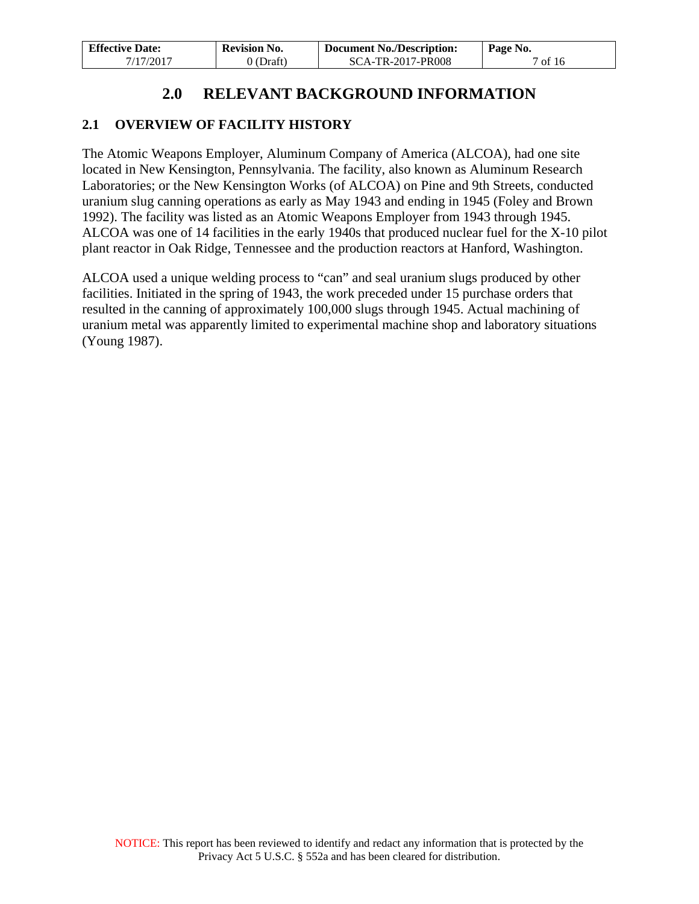# 2.0 RELEVANT BACKGROUND INFORMATION

## 2.1 OVERVIEW OF FACILITY HISTORY

The Atomic Weapons Employer, Aluminum Company of America (ALCOA), had one site located in New Kensington, Pennsylvania. The facility, also known as Aluminum Research Laboratories; or the New Kensington Works (of ALCOA) on Pine and 9th Streets, conducted uranium slug canning operations as early as May 1943 and ending in 1945 (Foley and Brown 1992). The facility was listed as an Atomic Weapons Employer from 1943 through 1945. ALCOA was one of 14 facilities in the early 1940s that produced nuclear fuel for the X-10 pilot plant reactor in Oak Ridge, Tennessee and the production reactors at Hanford, Washington.

ALCOA used a unique welding process to "can" and seal uranium slugs produced by other facilities. Initiated in the spring of 1943, the work preceded under 15 purchase orders that resulted in the canning of approximately 100,000 slugs through 1945. Actual machining of uranium metal was apparently limited to experimental machine shop and laboratory situations (Young 1987).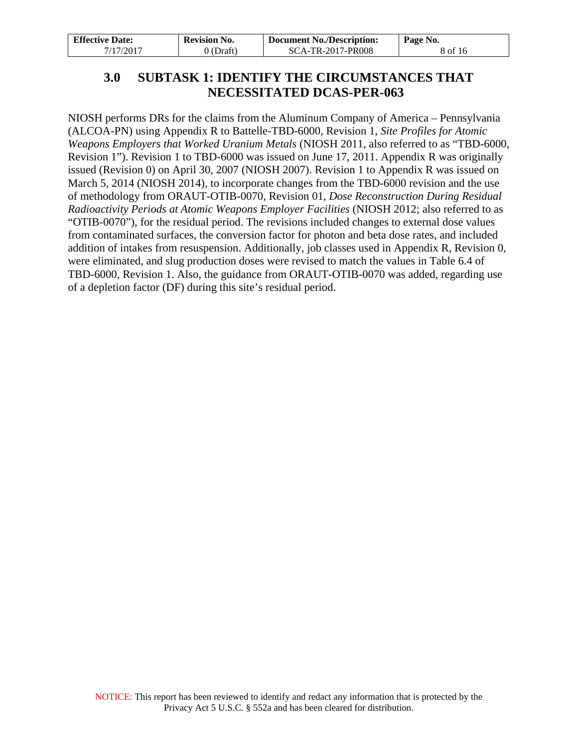# 3.0 SUBTASK 1: IDENTIFY THE CIRCUMSTANCES THAT NECESSITATED DCAS-PER-063

NIOSH performs DRs for the claims from the Aluminum Company of America – Pennsylvania (ALCOA-PN) using Appendix R to Battelle-TBD-6000, Revision 1, *Site Profiles for Atomic Weapons Employers that Worked Uranium Metals* (NIOSH 2011, also referred to as "TBD-6000, Revision 1"). Revision 1 to TBD-6000 was issued on June 17, 2011. Appendix R was originally issued (Revision 0) on April 30, 2007 (NIOSH 2007). Revision 1 to Appendix R was issued on March 5, 2014 (NIOSH 2014), to incorporate changes from the TBD-6000 revision and the use of methodology from ORAUT-OTIB-0070, Revision 01, *Dose Reconstruction During Residual Radioactivity Periods at Atomic Weapons Employer Facilities* (NIOSH 2012; also referred to as "OTIB-0070"), for the residual period. The revisions included changes to external dose values from contaminated surfaces, the conversion factor for photon and beta dose rates, and included addition of intakes from resuspension. Additionally, job classes used in Appendix R, Revision 0, were eliminated, and slug production doses were revised to match the values in Table 6.4 of TBD-6000, Revision 1. Also, the guidance from ORAUT-OTIB-0070 was added, regarding use of a depletion factor (DF) during this site's residual period.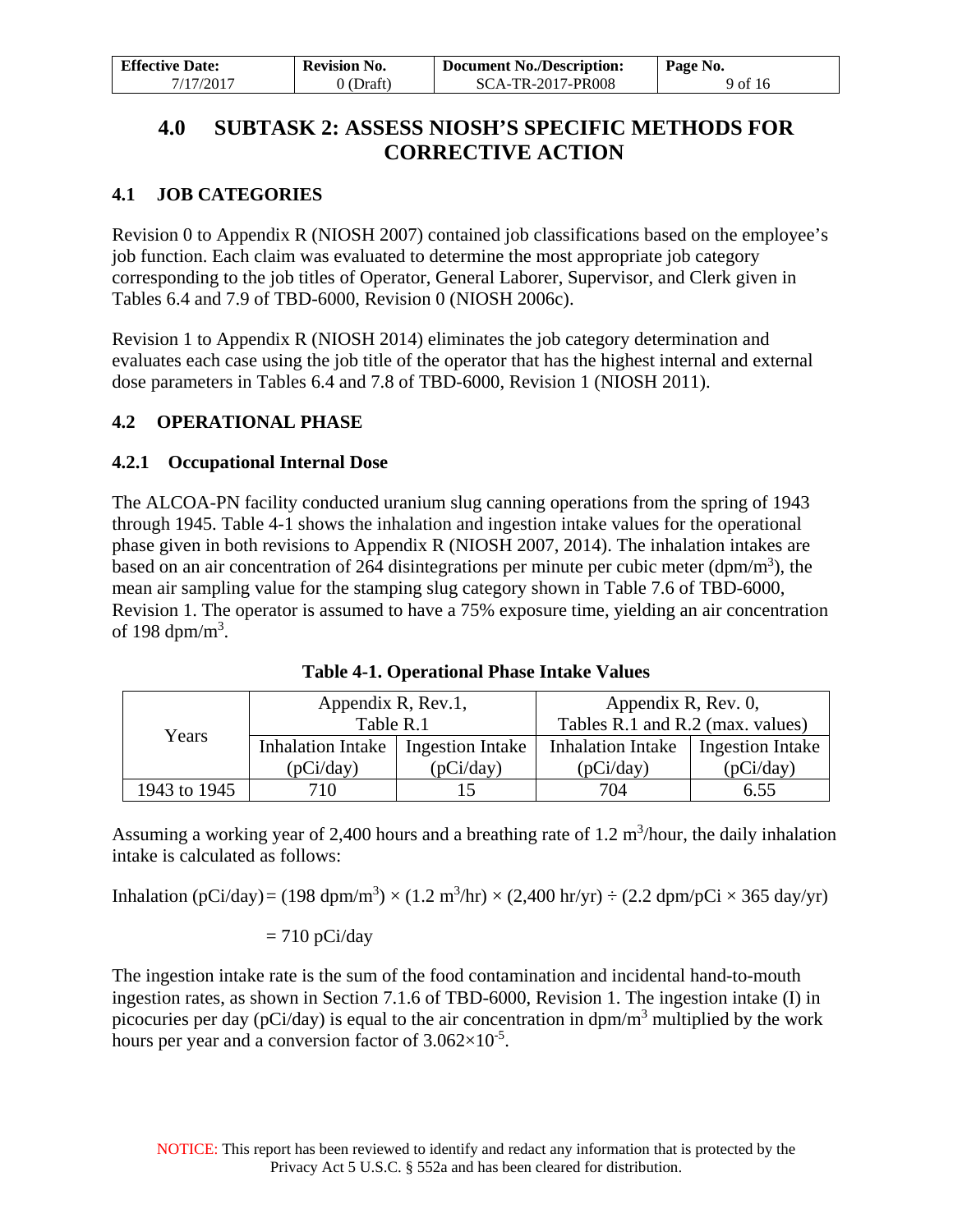# 4.0 SUBTASK 2: ASSESS NIOSH'S SPECIFIC METHODS FOR CORRECTIVE ACTION

## 4.1 JOB CATEGORIES

Revision 0 to Appendix R (NIOSH 2007) contained job classifications based on the employee's job function. Each claim was evaluated to determine the most appropriate job category corresponding to the job titles of Operator, General Laborer, Supervisor, and Clerk given in Tables 6.4 and 7.9 of TBD-6000, Revision 0 (NIOSH 2006c).

Revision 1 to Appendix R (NIOSH 2014) eliminates the job category determination and evaluates each case using the job title of the operator that has the highest internal and external dose parameters in Tables 6.4 and 7.8 of TBD-6000, Revision 1 (NIOSH 2011).

## 4.2 OPERATIONAL PHASE

### 4.2.1 Occupational Internal Dose

The ALCOA-PN facility conducted uranium slug canning operations from the spring of 1943 through 1945. Table 4-1 shows the inhalation and ingestion intake values for the operational phase given in both revisions to Appendix R (NIOSH 2007, 2014). The inhalation intakes are based on an air concentration of 264 disintegrations per minute per cubic meter (dpm/m$^3$), the mean air sampling value for the stamping slug category shown in Table 7.6 of TBD-6000, Revision 1. The operator is assumed to have a 75% exposure time, yielding an air concentration of 198 dpm/m$^3$.

**Table 4-1. Operational Phase Intake Values**

| Years | Appendix R, Rev.1, Table R.1 | | Appendix R, Rev. 0, Tables R.1 and R.2 (max. values) | |
|---|---|---|---|---|
| | Inhalation Intake (pCi/day) | Ingestion Intake (pCi/day) | Inhalation Intake (pCi/day) | Ingestion Intake (pCi/day) |
| 1943 to 1945 | 710 | 15 | 704 | 6.55 |

Assuming a working year of 2,400 hours and a breathing rate of 1.2 m$^3$/hour, the daily inhalation intake is calculated as follows:

$$\text{Inhalation (pCi/day)} = (198\ \text{dpm/m}^3) \times (1.2\ \text{m}^3/\text{hr}) \times (2{,}400\ \text{hr/yr}) \div (2.2\ \text{dpm/pCi} \times 365\ \text{day/yr})$$

$$= 710\ \text{pCi/day}$$

The ingestion intake rate is the sum of the food contamination and incidental hand-to-mouth ingestion rates, as shown in Section 7.1.6 of TBD-6000, Revision 1. The ingestion intake (I) in picocuries per day (pCi/day) is equal to the air concentration in dpm/m$^3$ multiplied by the work hours per year and a conversion factor of $3.062\times10^{-5}$.

NOTICE: This report has been reviewed to identify and redact any information that is protected by the Privacy Act 5 U.S.C. § 552a and has been cleared for distribution.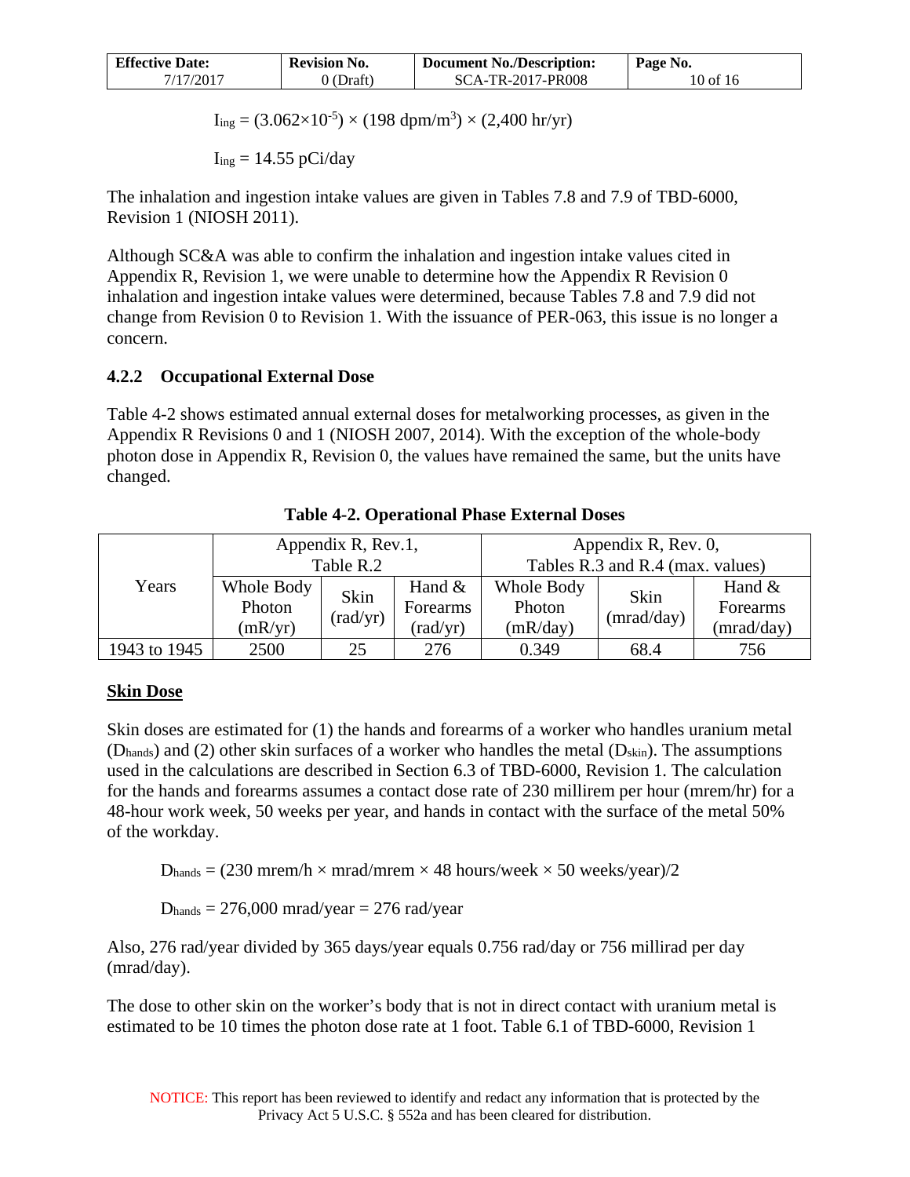$$I_{ing} = (3.062\times10^{-5}) \times (198\ \text{dpm/m}^3) \times (2{,}400\ \text{hr/yr})$$

$$I_{ing} = 14.55\ \text{pCi/day}$$

The inhalation and ingestion intake values are given in Tables 7.8 and 7.9 of TBD-6000, Revision 1 (NIOSH 2011).

Although SC&A was able to confirm the inhalation and ingestion intake values cited in Appendix R, Revision 1, we were unable to determine how the Appendix R Revision 0 inhalation and ingestion intake values were determined, because Tables 7.8 and 7.9 did not change from Revision 0 to Revision 1. With the issuance of PER-063, this issue is no longer a concern.

### 4.2.2 Occupational External Dose

Table 4-2 shows estimated annual external doses for metalworking processes, as given in the Appendix R Revisions 0 and 1 (NIOSH 2007, 2014). With the exception of the whole-body photon dose in Appendix R, Revision 0, the values have remained the same, but the units have changed.

**Table 4-2. Operational Phase External Doses**

| Years | Appendix R, Rev.1, Table R.2 | | | Appendix R, Rev. 0, Tables R.3 and R.4 (max. values) | | |
|---|---|---|---|---|---|---|
| | Whole Body Photon (mR/yr) | Skin (rad/yr) | Hand & Forearms (rad/yr) | Whole Body Photon (mR/day) | Skin (mrad/day) | Hand & Forearms (mrad/day) |
| 1943 to 1945 | 2500 | 25 | 276 | 0.349 | 68.4 | 756 |

**Skin Dose**

Skin doses are estimated for (1) the hands and forearms of a worker who handles uranium metal ($D_{hands}$) and (2) other skin surfaces of a worker who handles the metal ($D_{skin}$). The assumptions used in the calculations are described in Section 6.3 of TBD-6000, Revision 1. The calculation for the hands and forearms assumes a contact dose rate of 230 millirem per hour (mrem/hr) for a 48-hour work week, 50 weeks per year, and hands in contact with the surface of the metal 50% of the workday.

$$D_{hands} = (230\ \text{mrem/h} \times \text{mrad/mrem} \times 48\ \text{hours/week} \times 50\ \text{weeks/year})/2$$

$$D_{hands} = 276{,}000\ \text{mrad/year} = 276\ \text{rad/year}$$

Also, 276 rad/year divided by 365 days/year equals 0.756 rad/day or 756 millirad per day (mrad/day).

The dose to other skin on the worker's body that is not in direct contact with uranium metal is estimated to be 10 times the photon dose rate at 1 foot. Table 6.1 of TBD-6000, Revision 1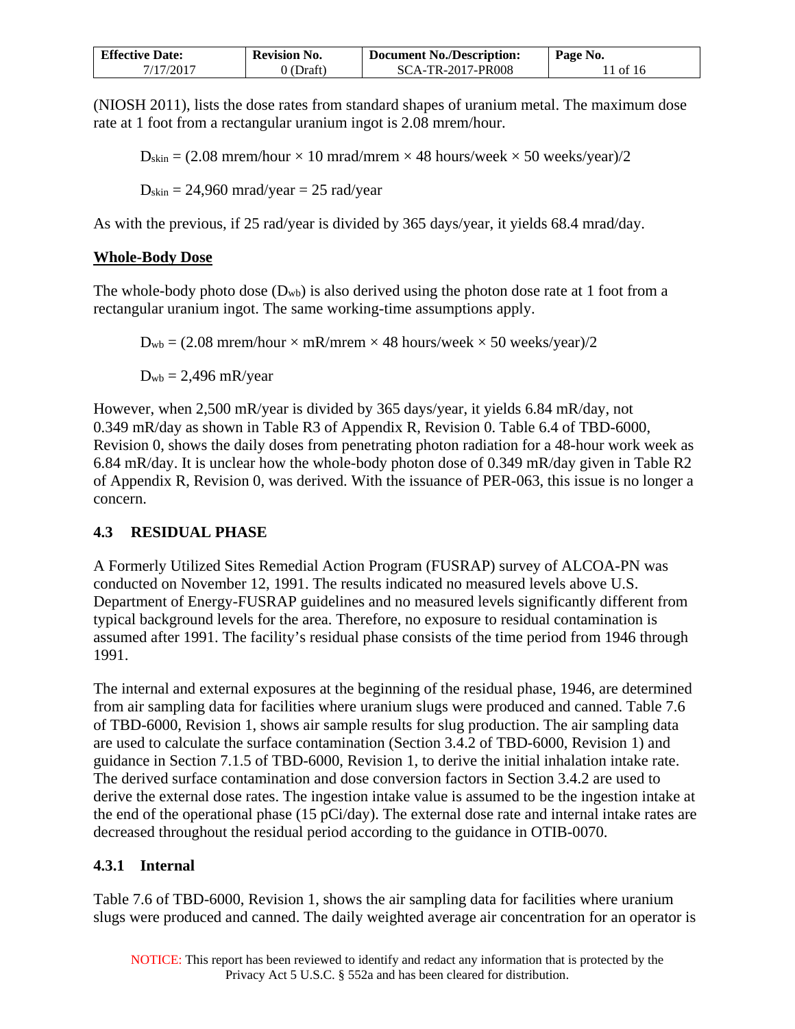(NIOSH 2011), lists the dose rates from standard shapes of uranium metal. The maximum dose rate at 1 foot from a rectangular uranium ingot is 2.08 mrem/hour.

$$D_{skin} = (2.08 \text{ mrem/hour} \times 10 \text{ mrad/mrem} \times 48 \text{ hours/week} \times 50 \text{ weeks/year})/2$$

$$D_{skin} = 24{,}960 \text{ mrad/year} = 25 \text{ rad/year}$$

As with the previous, if 25 rad/year is divided by 365 days/year, it yields 68.4 mrad/day.

**Whole-Body Dose**

The whole-body photo dose ($D_{wb}$) is also derived using the photon dose rate at 1 foot from a rectangular uranium ingot. The same working-time assumptions apply.

$$D_{wb} = (2.08 \text{ mrem/hour} \times \text{mR/mrem} \times 48 \text{ hours/week} \times 50 \text{ weeks/year})/2$$

$$D_{wb} = 2{,}496 \text{ mR/year}$$

However, when 2,500 mR/year is divided by 365 days/year, it yields 6.84 mR/day, not 0.349 mR/day as shown in Table R3 of Appendix R, Revision 0. Table 6.4 of TBD-6000, Revision 0, shows the daily doses from penetrating photon radiation for a 48-hour work week as 6.84 mR/day. It is unclear how the whole-body photon dose of 0.349 mR/day given in Table R2 of Appendix R, Revision 0, was derived. With the issuance of PER-063, this issue is no longer a concern.

## 4.3 RESIDUAL PHASE

A Formerly Utilized Sites Remedial Action Program (FUSRAP) survey of ALCOA-PN was conducted on November 12, 1991. The results indicated no measured levels above U.S. Department of Energy-FUSRAP guidelines and no measured levels significantly different from typical background levels for the area. Therefore, no exposure to residual contamination is assumed after 1991. The facility's residual phase consists of the time period from 1946 through 1991.

The internal and external exposures at the beginning of the residual phase, 1946, are determined from air sampling data for facilities where uranium slugs were produced and canned. Table 7.6 of TBD-6000, Revision 1, shows air sample results for slug production. The air sampling data are used to calculate the surface contamination (Section 3.4.2 of TBD-6000, Revision 1) and guidance in Section 7.1.5 of TBD-6000, Revision 1, to derive the initial inhalation intake rate. The derived surface contamination and dose conversion factors in Section 3.4.2 are used to derive the external dose rates. The ingestion intake value is assumed to be the ingestion intake at the end of the operational phase (15 pCi/day). The external dose rate and internal intake rates are decreased throughout the residual period according to the guidance in OTIB-0070.

### 4.3.1 Internal

Table 7.6 of TBD-6000, Revision 1, shows the air sampling data for facilities where uranium slugs were produced and canned. The daily weighted average air concentration for an operator is

NOTICE: This report has been reviewed to identify and redact any information that is protected by the Privacy Act 5 U.S.C. § 552a and has been cleared for distribution.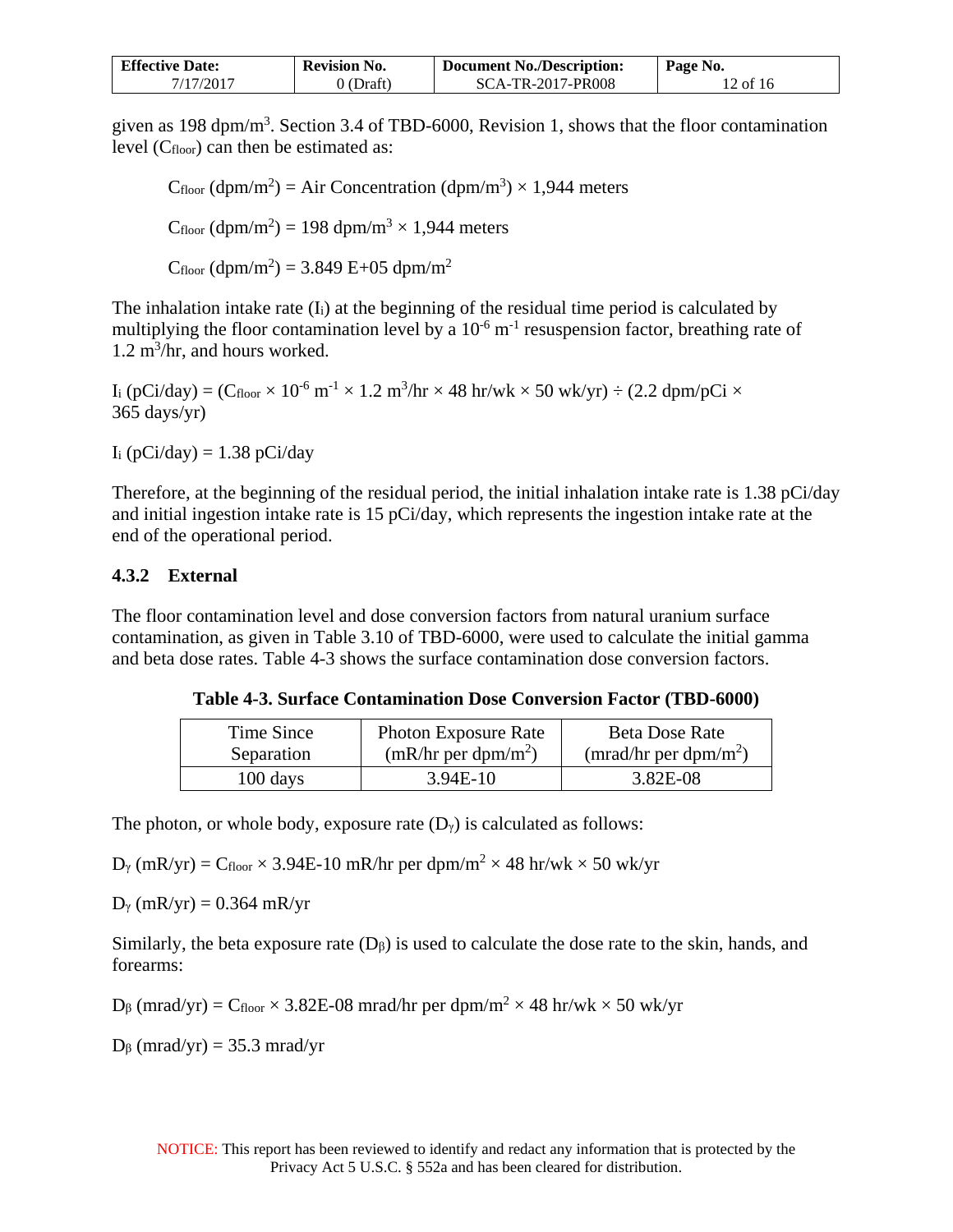given as 198 dpm/m$^3$. Section 3.4 of TBD-6000, Revision 1, shows that the floor contamination level ($C_{floor}$) can then be estimated as:

$$C_{floor}\ (\text{dpm/m}^2) = \text{Air Concentration (dpm/m}^3) \times 1{,}944 \text{ meters}$$

$$C_{floor}\ (\text{dpm/m}^2) = 198 \text{ dpm/m}^3 \times 1{,}944 \text{ meters}$$

$$C_{floor}\ (\text{dpm/m}^2) = 3.849 \text{ E+05 dpm/m}^2$$

The inhalation intake rate ($I_i$) at the beginning of the residual time period is calculated by multiplying the floor contamination level by a $10^{-6}$ m$^{-1}$ resuspension factor, breathing rate of 1.2 m$^3$/hr, and hours worked.

$$I_i\ (\text{pCi/day}) = (C_{floor} \times 10^{-6} \text{ m}^{-1} \times 1.2 \text{ m}^3\text{/hr} \times 48 \text{ hr/wk} \times 50 \text{ wk/yr}) \div (2.2 \text{ dpm/pCi} \times 365 \text{ days/yr})$$

$$I_i\ (\text{pCi/day}) = 1.38 \text{ pCi/day}$$

Therefore, at the beginning of the residual period, the initial inhalation intake rate is 1.38 pCi/day and initial ingestion intake rate is 15 pCi/day, which represents the ingestion intake rate at the end of the operational period.

### 4.3.2 External

The floor contamination level and dose conversion factors from natural uranium surface contamination, as given in Table 3.10 of TBD-6000, were used to calculate the initial gamma and beta dose rates. Table 4-3 shows the surface contamination dose conversion factors.

**Table 4-3. Surface Contamination Dose Conversion Factor (TBD-6000)**

| Time Since Separation | Photon Exposure Rate (mR/hr per dpm/m$^2$) | Beta Dose Rate (mrad/hr per dpm/m$^2$) |
|---|---|---|
| 100 days | 3.94E-10 | 3.82E-08 |

The photon, or whole body, exposure rate ($D_\gamma$) is calculated as follows:

$$D_\gamma\ (\text{mR/yr}) = C_{floor} \times 3.94\text{E-10 mR/hr per dpm/m}^2 \times 48 \text{ hr/wk} \times 50 \text{ wk/yr}$$

$$D_\gamma\ (\text{mR/yr}) = 0.364 \text{ mR/yr}$$

Similarly, the beta exposure rate ($D_\beta$) is used to calculate the dose rate to the skin, hands, and forearms:

$$D_\beta\ (\text{mrad/yr}) = C_{floor} \times 3.82\text{E-08 mrad/hr per dpm/m}^2 \times 48 \text{ hr/wk} \times 50 \text{ wk/yr}$$

$$D_\beta\ (\text{mrad/yr}) = 35.3 \text{ mrad/yr}$$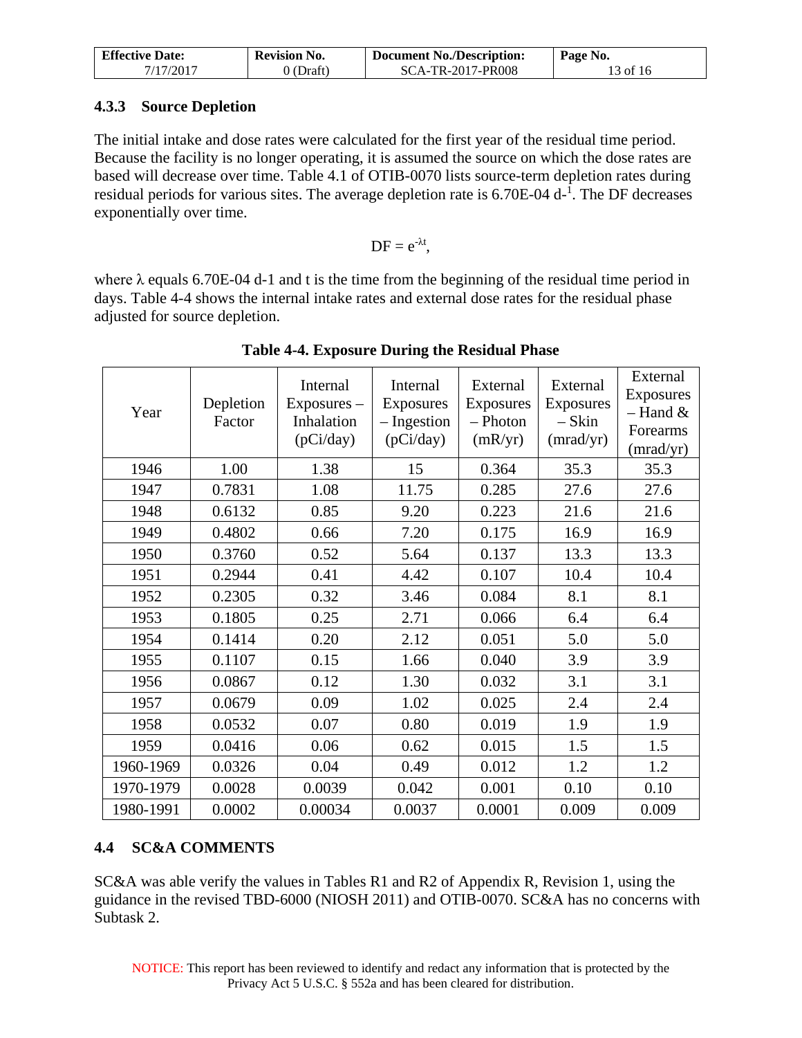### 4.3.3 Source Depletion

The initial intake and dose rates were calculated for the first year of the residual time period. Because the facility is no longer operating, it is assumed the source on which the dose rates are based will decrease over time. Table 4.1 of OTIB-0070 lists source-term depletion rates during residual periods for various sites. The average depletion rate is 6.70E-04 $d^{-1}$. The DF decreases exponentially over time.

$$DF = e^{-\lambda t},$$

where $\lambda$ equals 6.70E-04 d-1 and t is the time from the beginning of the residual time period in days. Table 4-4 shows the internal intake rates and external dose rates for the residual phase adjusted for source depletion.

**Table 4-4. Exposure During the Residual Phase**

| Year | Depletion Factor | Internal Exposures – Inhalation (pCi/day) | Internal Exposures – Ingestion (pCi/day) | External Exposures – Photon (mR/yr) | External Exposures – Skin (mrad/yr) | External Exposures – Hand & Forearms (mrad/yr) |
|---|---|---|---|---|---|---|
| 1946 | 1.00 | 1.38 | 15 | 0.364 | 35.3 | 35.3 |
| 1947 | 0.7831 | 1.08 | 11.75 | 0.285 | 27.6 | 27.6 |
| 1948 | 0.6132 | 0.85 | 9.20 | 0.223 | 21.6 | 21.6 |
| 1949 | 0.4802 | 0.66 | 7.20 | 0.175 | 16.9 | 16.9 |
| 1950 | 0.3760 | 0.52 | 5.64 | 0.137 | 13.3 | 13.3 |
| 1951 | 0.2944 | 0.41 | 4.42 | 0.107 | 10.4 | 10.4 |
| 1952 | 0.2305 | 0.32 | 3.46 | 0.084 | 8.1 | 8.1 |
| 1953 | 0.1805 | 0.25 | 2.71 | 0.066 | 6.4 | 6.4 |
| 1954 | 0.1414 | 0.20 | 2.12 | 0.051 | 5.0 | 5.0 |
| 1955 | 0.1107 | 0.15 | 1.66 | 0.040 | 3.9 | 3.9 |
| 1956 | 0.0867 | 0.12 | 1.30 | 0.032 | 3.1 | 3.1 |
| 1957 | 0.0679 | 0.09 | 1.02 | 0.025 | 2.4 | 2.4 |
| 1958 | 0.0532 | 0.07 | 0.80 | 0.019 | 1.9 | 1.9 |
| 1959 | 0.0416 | 0.06 | 0.62 | 0.015 | 1.5 | 1.5 |
| 1960-1969 | 0.0326 | 0.04 | 0.49 | 0.012 | 1.2 | 1.2 |
| 1970-1979 | 0.0028 | 0.0039 | 0.042 | 0.001 | 0.10 | 0.10 |
| 1980-1991 | 0.0002 | 0.00034 | 0.0037 | 0.0001 | 0.009 | 0.009 |

## 4.4 SC&A COMMENTS

SC&A was able verify the values in Tables R1 and R2 of Appendix R, Revision 1, using the guidance in the revised TBD-6000 (NIOSH 2011) and OTIB-0070. SC&A has no concerns with Subtask 2.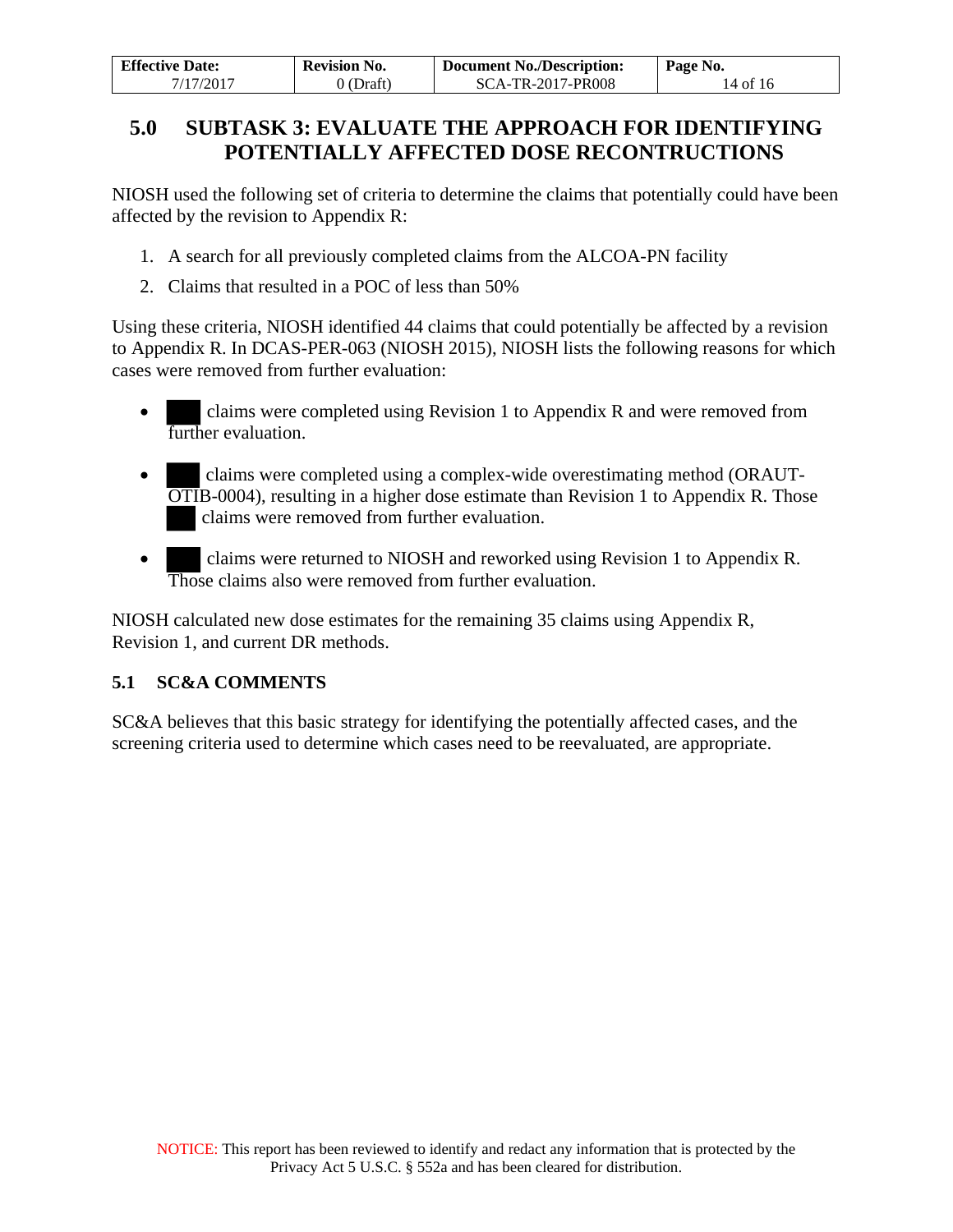## 5.0 SUBTASK 3: EVALUATE THE APPROACH FOR IDENTIFYING POTENTIALLY AFFECTED DOSE RECONTRUCTIONS

NIOSH used the following set of criteria to determine the claims that potentially could have been affected by the revision to Appendix R:

1. A search for all previously completed claims from the ALCOA-PN facility
2. Claims that resulted in a POC of less than 50%

Using these criteria, NIOSH identified 44 claims that could potentially be affected by a revision to Appendix R. In DCAS-PER-063 (NIOSH 2015), NIOSH lists the following reasons for which cases were removed from further evaluation:

- ███ claims were completed using Revision 1 to Appendix R and were removed from further evaluation.
- ███ claims were completed using a complex-wide overestimating method (ORAUT-OTIB-0004), resulting in a higher dose estimate than Revision 1 to Appendix R. Those ███ claims were removed from further evaluation.
- ███ claims were returned to NIOSH and reworked using Revision 1 to Appendix R. Those claims also were removed from further evaluation.

NIOSH calculated new dose estimates for the remaining 35 claims using Appendix R, Revision 1, and current DR methods.

### 5.1 SC&A COMMENTS

SC&A believes that this basic strategy for identifying the potentially affected cases, and the screening criteria used to determine which cases need to be reevaluated, are appropriate.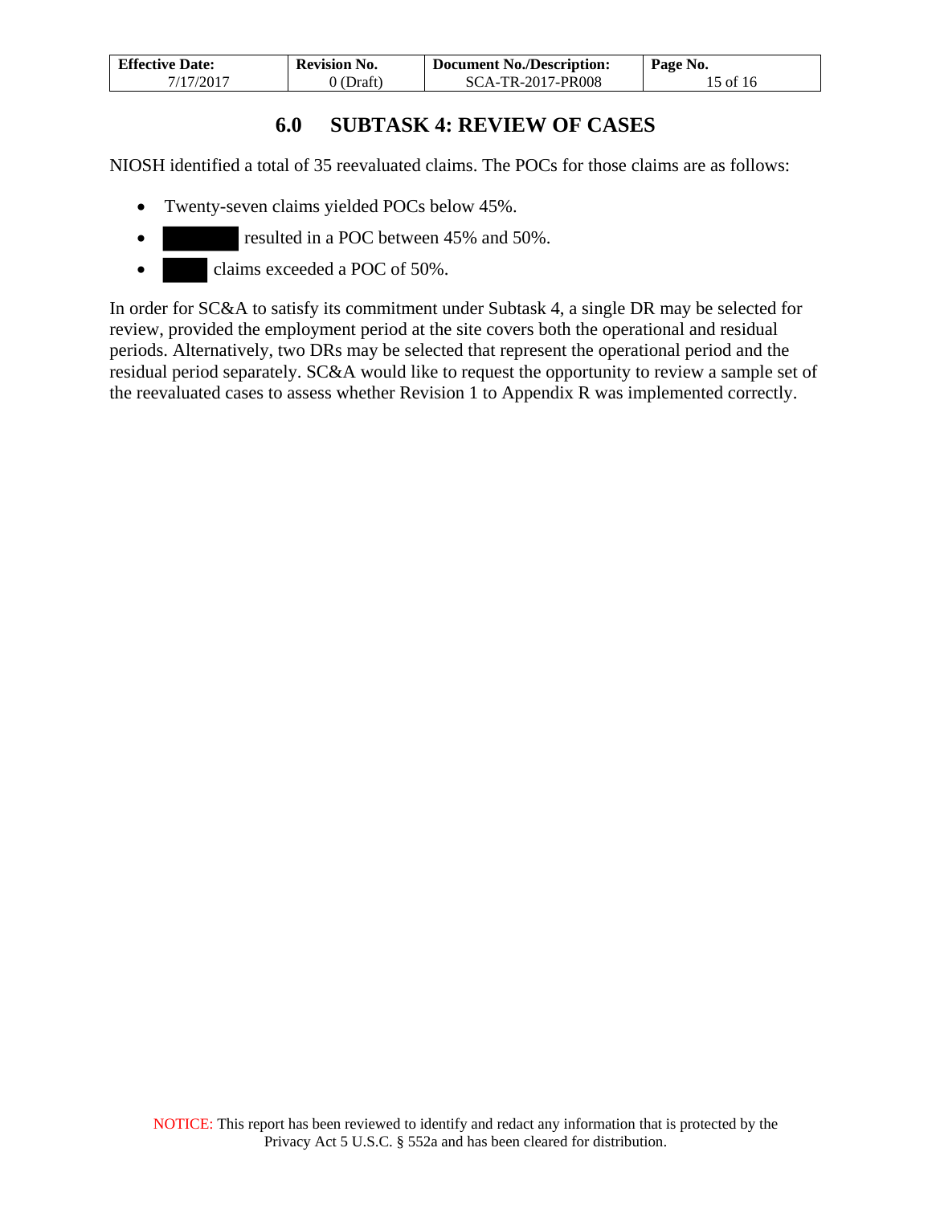## 6.0 SUBTASK 4: REVIEW OF CASES

NIOSH identified a total of 35 reevaluated claims. The POCs for those claims are as follows:

- Twenty-seven claims yielded POCs below 45%.
- [REDACTED] resulted in a POC between 45% and 50%.
- [REDACTED] claims exceeded a POC of 50%.

In order for SC&A to satisfy its commitment under Subtask 4, a single DR may be selected for review, provided the employment period at the site covers both the operational and residual periods. Alternatively, two DRs may be selected that represent the operational period and the residual period separately. SC&A would like to request the opportunity to review a sample set of the reevaluated cases to assess whether Revision 1 to Appendix R was implemented correctly.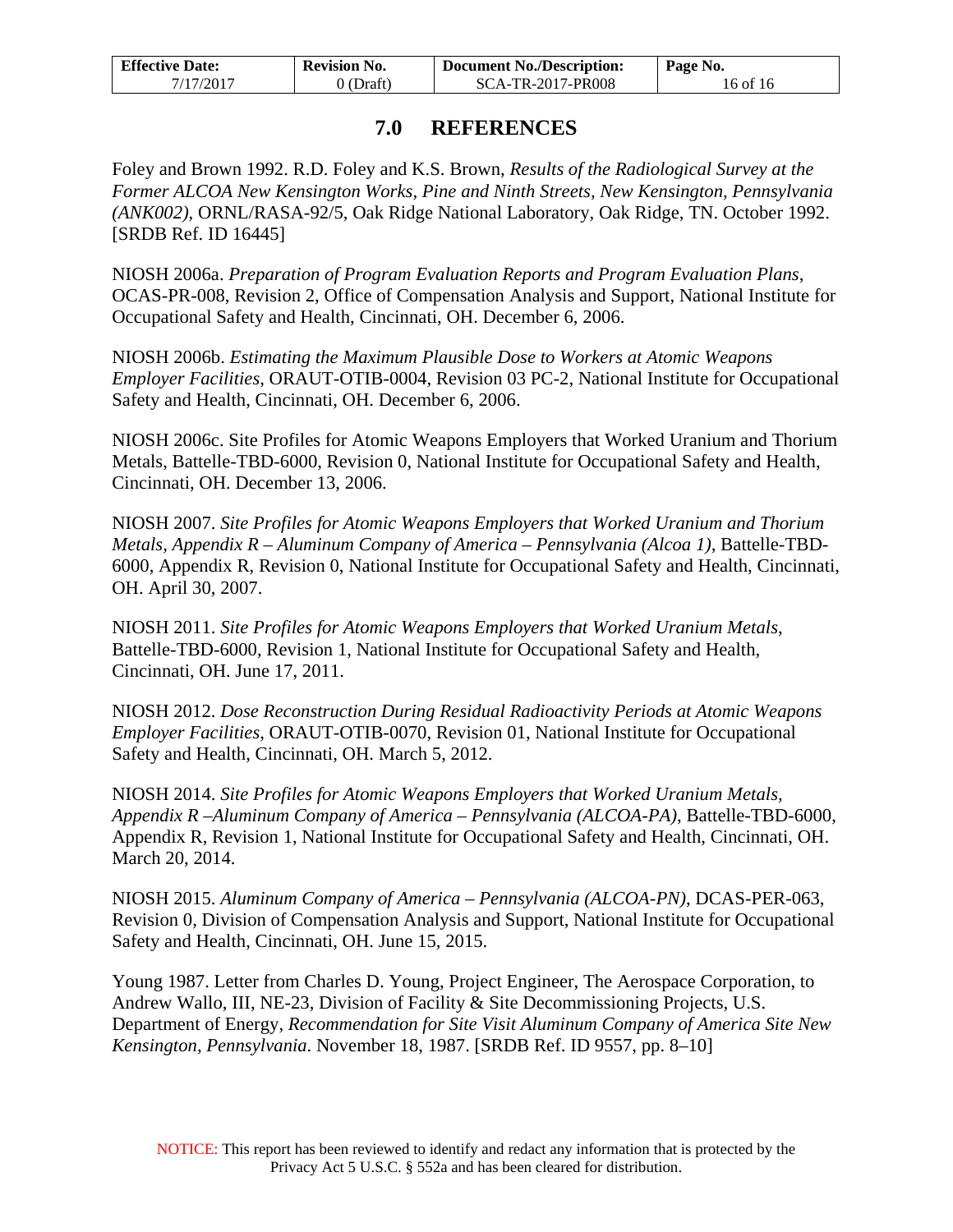# 7.0 REFERENCES

Foley and Brown 1992. R.D. Foley and K.S. Brown, *Results of the Radiological Survey at the Former ALCOA New Kensington Works, Pine and Ninth Streets, New Kensington, Pennsylvania (ANK002)*, ORNL/RASA-92/5, Oak Ridge National Laboratory, Oak Ridge, TN. October 1992. [SRDB Ref. ID 16445]

NIOSH 2006a. *Preparation of Program Evaluation Reports and Program Evaluation Plans*, OCAS-PR-008, Revision 2, Office of Compensation Analysis and Support, National Institute for Occupational Safety and Health, Cincinnati, OH. December 6, 2006.

NIOSH 2006b. *Estimating the Maximum Plausible Dose to Workers at Atomic Weapons Employer Facilities*, ORAUT-OTIB-0004, Revision 03 PC-2, National Institute for Occupational Safety and Health, Cincinnati, OH. December 6, 2006.

NIOSH 2006c. Site Profiles for Atomic Weapons Employers that Worked Uranium and Thorium Metals, Battelle-TBD-6000, Revision 0, National Institute for Occupational Safety and Health, Cincinnati, OH. December 13, 2006.

NIOSH 2007. *Site Profiles for Atomic Weapons Employers that Worked Uranium and Thorium Metals, Appendix R – Aluminum Company of America – Pennsylvania (Alcoa 1)*, Battelle-TBD-6000, Appendix R, Revision 0, National Institute for Occupational Safety and Health, Cincinnati, OH. April 30, 2007.

NIOSH 2011. *Site Profiles for Atomic Weapons Employers that Worked Uranium Metals*, Battelle-TBD-6000, Revision 1, National Institute for Occupational Safety and Health, Cincinnati, OH. June 17, 2011.

NIOSH 2012. *Dose Reconstruction During Residual Radioactivity Periods at Atomic Weapons Employer Facilities*, ORAUT-OTIB-0070, Revision 01, National Institute for Occupational Safety and Health, Cincinnati, OH. March 5, 2012.

NIOSH 2014. *Site Profiles for Atomic Weapons Employers that Worked Uranium Metals, Appendix R –Aluminum Company of America – Pennsylvania (ALCOA-PA)*, Battelle-TBD-6000, Appendix R, Revision 1, National Institute for Occupational Safety and Health, Cincinnati, OH. March 20, 2014.

NIOSH 2015. *Aluminum Company of America – Pennsylvania (ALCOA-PN)*, DCAS-PER-063, Revision 0, Division of Compensation Analysis and Support, National Institute for Occupational Safety and Health, Cincinnati, OH. June 15, 2015.

Young 1987. Letter from Charles D. Young, Project Engineer, The Aerospace Corporation, to Andrew Wallo, III, NE-23, Division of Facility & Site Decommissioning Projects, U.S. Department of Energy, *Recommendation for Site Visit Aluminum Company of America Site New Kensington, Pennsylvania*. November 18, 1987. [SRDB Ref. ID 9557, pp. 8–10]

NOTICE: This report has been reviewed to identify and redact any information that is protected by the Privacy Act 5 U.S.C. § 552a and has been cleared for distribution.